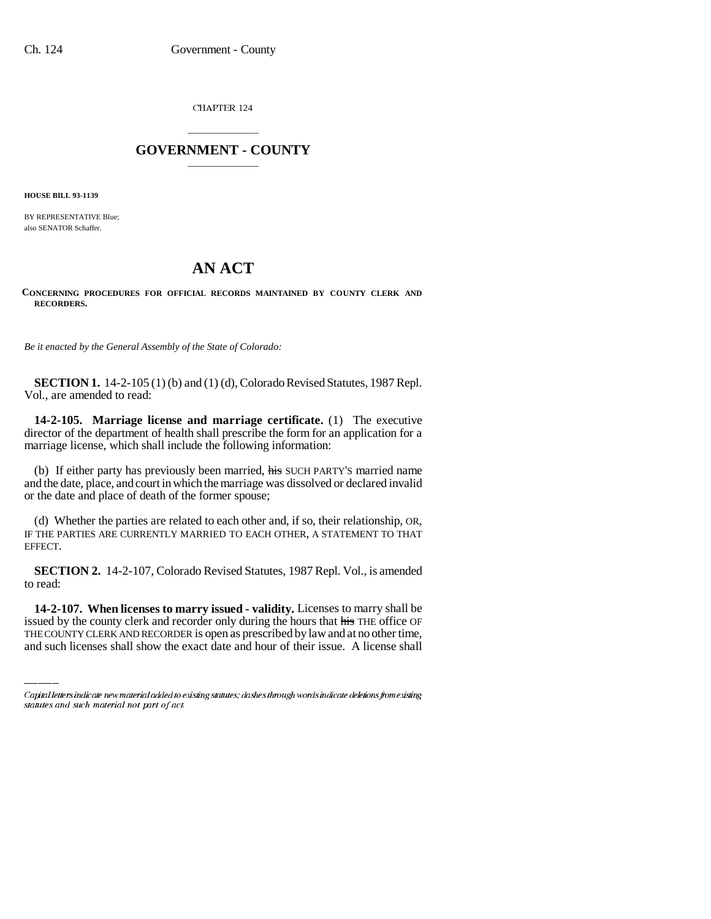CHAPTER 124

## GOVERNMENT - COUNTY

**HOUSE BILL 93-1139**

BY REPRESENTATIVE Blue;
also SENATOR Schaffer.

# AN ACT

**CONCERNING PROCEDURES FOR OFFICIAL RECORDS MAINTAINED BY COUNTY CLERK AND RECORDERS.**

*Be it enacted by the General Assembly of the State of Colorado:*

**SECTION 1.** 14-2-105 (1) (b) and (1) (d), Colorado Revised Statutes, 1987 Repl. Vol., are amended to read:

**14-2-105. Marriage license and marriage certificate.** (1) The executive director of the department of health shall prescribe the form for an application for a marriage license, which shall include the following information:

(b) If either party has previously been married, ~~his~~ SUCH PARTY'S married name and the date, place, and court in which the marriage was dissolved or declared invalid or the date and place of death of the former spouse;

(d) Whether the parties are related to each other and, if so, their relationship, OR, IF THE PARTIES ARE CURRENTLY MARRIED TO EACH OTHER, A STATEMENT TO THAT EFFECT.

**SECTION 2.** 14-2-107, Colorado Revised Statutes, 1987 Repl. Vol., is amended to read:

**14-2-107. When licenses to marry issued - validity.** Licenses to marry shall be issued by the county clerk and recorder only during the hours that ~~his~~ THE office OF THE COUNTY CLERK AND RECORDER is open as prescribed by law and at no other time, and such licenses shall show the exact date and hour of their issue. A license shall

---

*Capital letters indicate new material added to existing statutes; dashes through words indicate deletions from existing statutes and such material not part of act.*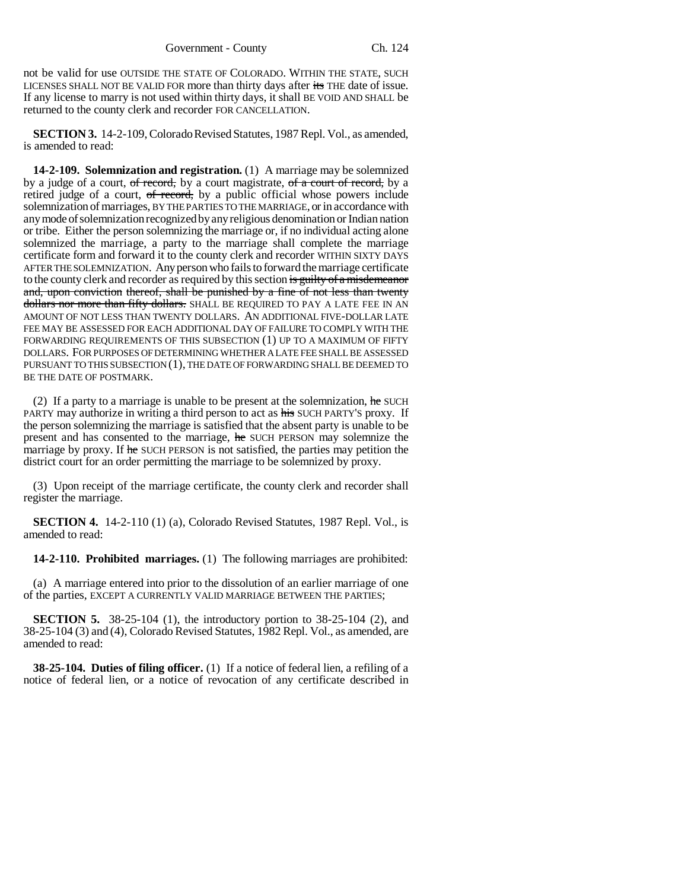not be valid for use OUTSIDE THE STATE OF COLORADO. WITHIN THE STATE, SUCH LICENSES SHALL NOT BE VALID FOR more than thirty days after ~~its~~ THE date of issue. If any license to marry is not used within thirty days, it shall BE VOID AND SHALL be returned to the county clerk and recorder FOR CANCELLATION.

**SECTION 3.** 14-2-109, Colorado Revised Statutes, 1987 Repl. Vol., as amended, is amended to read:

**14-2-109. Solemnization and registration.** (1) A marriage may be solemnized by a judge of a court, ~~of record,~~ by a court magistrate, ~~of a court of record,~~ by a retired judge of a court, ~~of record,~~ by a public official whose powers include solemnization of marriages, BY THE PARTIES TO THE MARRIAGE, or in accordance with any mode of solemnization recognized by any religious denomination or Indian nation or tribe. Either the person solemnizing the marriage or, if no individual acting alone solemnized the marriage, a party to the marriage shall complete the marriage certificate form and forward it to the county clerk and recorder WITHIN SIXTY DAYS AFTER THE SOLEMNIZATION. Any person who fails to forward the marriage certificate to the county clerk and recorder as required by this section ~~is guilty of a misdemeanor and, upon conviction thereof, shall be punished by a fine of not less than twenty dollars nor more than fifty dollars.~~ SHALL BE REQUIRED TO PAY A LATE FEE IN AN AMOUNT OF NOT LESS THAN TWENTY DOLLARS. AN ADDITIONAL FIVE-DOLLAR LATE FEE MAY BE ASSESSED FOR EACH ADDITIONAL DAY OF FAILURE TO COMPLY WITH THE FORWARDING REQUIREMENTS OF THIS SUBSECTION (1) UP TO A MAXIMUM OF FIFTY DOLLARS. FOR PURPOSES OF DETERMINING WHETHER A LATE FEE SHALL BE ASSESSED PURSUANT TO THIS SUBSECTION (1), THE DATE OF FORWARDING SHALL BE DEEMED TO BE THE DATE OF POSTMARK.

(2) If a party to a marriage is unable to be present at the solemnization, ~~he~~ SUCH PARTY may authorize in writing a third person to act as ~~his~~ SUCH PARTY'S proxy. If the person solemnizing the marriage is satisfied that the absent party is unable to be present and has consented to the marriage, ~~he~~ SUCH PERSON may solemnize the marriage by proxy. If ~~he~~ SUCH PERSON is not satisfied, the parties may petition the district court for an order permitting the marriage to be solemnized by proxy.

(3) Upon receipt of the marriage certificate, the county clerk and recorder shall register the marriage.

**SECTION 4.** 14-2-110 (1) (a), Colorado Revised Statutes, 1987 Repl. Vol., is amended to read:

**14-2-110. Prohibited marriages.** (1) The following marriages are prohibited:

(a) A marriage entered into prior to the dissolution of an earlier marriage of one of the parties, EXCEPT A CURRENTLY VALID MARRIAGE BETWEEN THE PARTIES;

**SECTION 5.** 38-25-104 (1), the introductory portion to 38-25-104 (2), and 38-25-104 (3) and (4), Colorado Revised Statutes, 1982 Repl. Vol., as amended, are amended to read:

**38-25-104. Duties of filing officer.** (1) If a notice of federal lien, a refiling of a notice of federal lien, or a notice of revocation of any certificate described in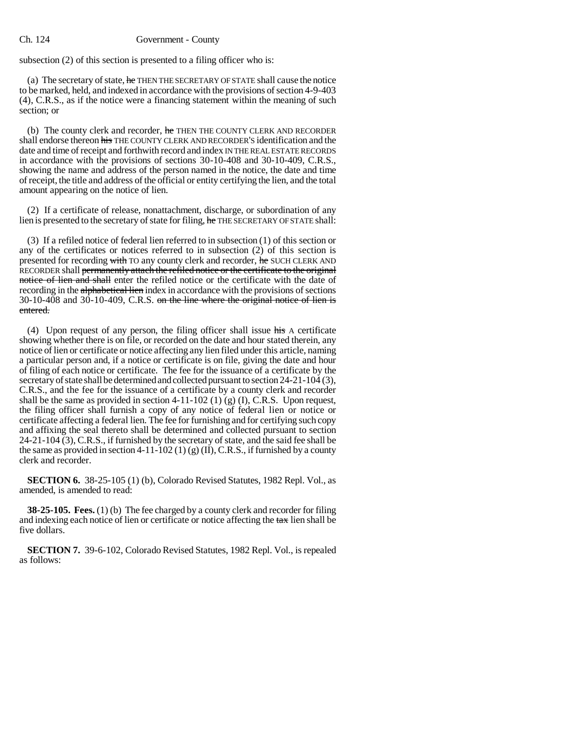subsection (2) of this section is presented to a filing officer who is:

(a) The secretary of state, ~~he~~ THEN THE SECRETARY OF STATE shall cause the notice to be marked, held, and indexed in accordance with the provisions of section 4-9-403 (4), C.R.S., as if the notice were a financing statement within the meaning of such section; or

(b) The county clerk and recorder, ~~he~~ THEN THE COUNTY CLERK AND RECORDER shall endorse thereon ~~his~~ THE COUNTY CLERK AND RECORDER'S identification and the date and time of receipt and forthwith record and index IN THE REAL ESTATE RECORDS in accordance with the provisions of sections 30-10-408 and 30-10-409, C.R.S., showing the name and address of the person named in the notice, the date and time of receipt, the title and address of the official or entity certifying the lien, and the total amount appearing on the notice of lien.

(2) If a certificate of release, nonattachment, discharge, or subordination of any lien is presented to the secretary of state for filing, ~~he~~ THE SECRETARY OF STATE shall:

(3) If a refiled notice of federal lien referred to in subsection (1) of this section or any of the certificates or notices referred to in subsection (2) of this section is presented for recording ~~with~~ TO any county clerk and recorder, ~~he~~ SUCH CLERK AND RECORDER shall ~~permanently attach the refiled notice or the certificate to the original notice of lien and shall~~ enter the refiled notice or the certificate with the date of recording in the ~~alphabetical lien~~ index in accordance with the provisions of sections 30-10-408 and 30-10-409, C.R.S. ~~on the line where the original notice of lien is entered.~~

(4) Upon request of any person, the filing officer shall issue ~~his~~ A certificate showing whether there is on file, or recorded on the date and hour stated therein, any notice of lien or certificate or notice affecting any lien filed under this article, naming a particular person and, if a notice or certificate is on file, giving the date and hour of filing of each notice or certificate. The fee for the issuance of a certificate by the secretary of state shall be determined and collected pursuant to section 24-21-104 (3), C.R.S., and the fee for the issuance of a certificate by a county clerk and recorder shall be the same as provided in section 4-11-102 (1) (g) (I), C.R.S. Upon request, the filing officer shall furnish a copy of any notice of federal lien or notice or certificate affecting a federal lien. The fee for furnishing and for certifying such copy and affixing the seal thereto shall be determined and collected pursuant to section 24-21-104 (3), C.R.S., if furnished by the secretary of state, and the said fee shall be the same as provided in section 4-11-102 (1) (g) (II), C.R.S., if furnished by a county clerk and recorder.

**SECTION 6.** 38-25-105 (1) (b), Colorado Revised Statutes, 1982 Repl. Vol., as amended, is amended to read:

**38-25-105. Fees.** (1) (b) The fee charged by a county clerk and recorder for filing and indexing each notice of lien or certificate or notice affecting the ~~tax~~ lien shall be five dollars.

**SECTION 7.** 39-6-102, Colorado Revised Statutes, 1982 Repl. Vol., is repealed as follows: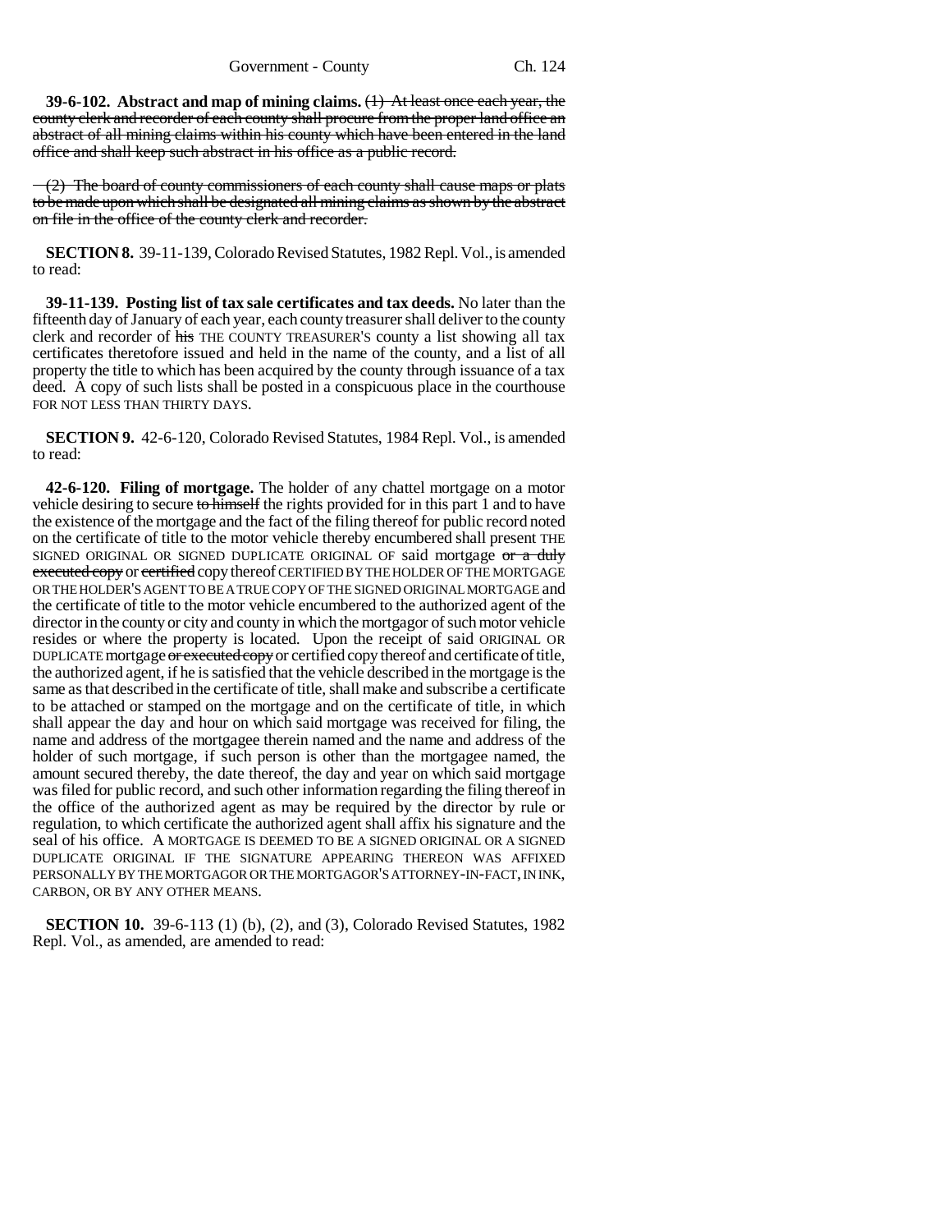**39-6-102. Abstract and map of mining claims.** ~~(1) At least once each year, the county clerk and recorder of each county shall procure from the proper land office an abstract of all mining claims within his county which have been entered in the land office and shall keep such abstract in his office as a public record.~~

~~(2) The board of county commissioners of each county shall cause maps or plats to be made upon which shall be designated all mining claims as shown by the abstract on file in the office of the county clerk and recorder.~~

**SECTION 8.** 39-11-139, Colorado Revised Statutes, 1982 Repl. Vol., is amended to read:

**39-11-139. Posting list of tax sale certificates and tax deeds.** No later than the fifteenth day of January of each year, each county treasurer shall deliver to the county clerk and recorder of ~~his~~ THE COUNTY TREASURER'S county a list showing all tax certificates theretofore issued and held in the name of the county, and a list of all property the title to which has been acquired by the county through issuance of a tax deed. A copy of such lists shall be posted in a conspicuous place in the courthouse FOR NOT LESS THAN THIRTY DAYS.

**SECTION 9.** 42-6-120, Colorado Revised Statutes, 1984 Repl. Vol., is amended to read:

**42-6-120. Filing of mortgage.** The holder of any chattel mortgage on a motor vehicle desiring to secure ~~to himself~~ the rights provided for in this part 1 and to have the existence of the mortgage and the fact of the filing thereof for public record noted on the certificate of title to the motor vehicle thereby encumbered shall present THE SIGNED ORIGINAL OR SIGNED DUPLICATE ORIGINAL OF said mortgage ~~or a duly executed copy~~ or ~~certified~~ copy thereof CERTIFIED BY THE HOLDER OF THE MORTGAGE OR THE HOLDER'S AGENT TO BE A TRUE COPY OF THE SIGNED ORIGINAL MORTGAGE and the certificate of title to the motor vehicle encumbered to the authorized agent of the director in the county or city and county in which the mortgagor of such motor vehicle resides or where the property is located. Upon the receipt of said ORIGINAL OR DUPLICATE mortgage ~~or executed copy~~ or certified copy thereof and certificate of title, the authorized agent, if he is satisfied that the vehicle described in the mortgage is the same as that described in the certificate of title, shall make and subscribe a certificate to be attached or stamped on the mortgage and on the certificate of title, in which shall appear the day and hour on which said mortgage was received for filing, the name and address of the mortgagee therein named and the name and address of the holder of such mortgage, if such person is other than the mortgagee named, the amount secured thereby, the date thereof, the day and year on which said mortgage was filed for public record, and such other information regarding the filing thereof in the office of the authorized agent as may be required by the director by rule or regulation, to which certificate the authorized agent shall affix his signature and the seal of his office. A MORTGAGE IS DEEMED TO BE A SIGNED ORIGINAL OR A SIGNED DUPLICATE ORIGINAL IF THE SIGNATURE APPEARING THEREON WAS AFFIXED PERSONALLY BY THE MORTGAGOR OR THE MORTGAGOR'S ATTORNEY-IN-FACT, IN INK, CARBON, OR BY ANY OTHER MEANS.

**SECTION 10.** 39-6-113 (1) (b), (2), and (3), Colorado Revised Statutes, 1982 Repl. Vol., as amended, are amended to read: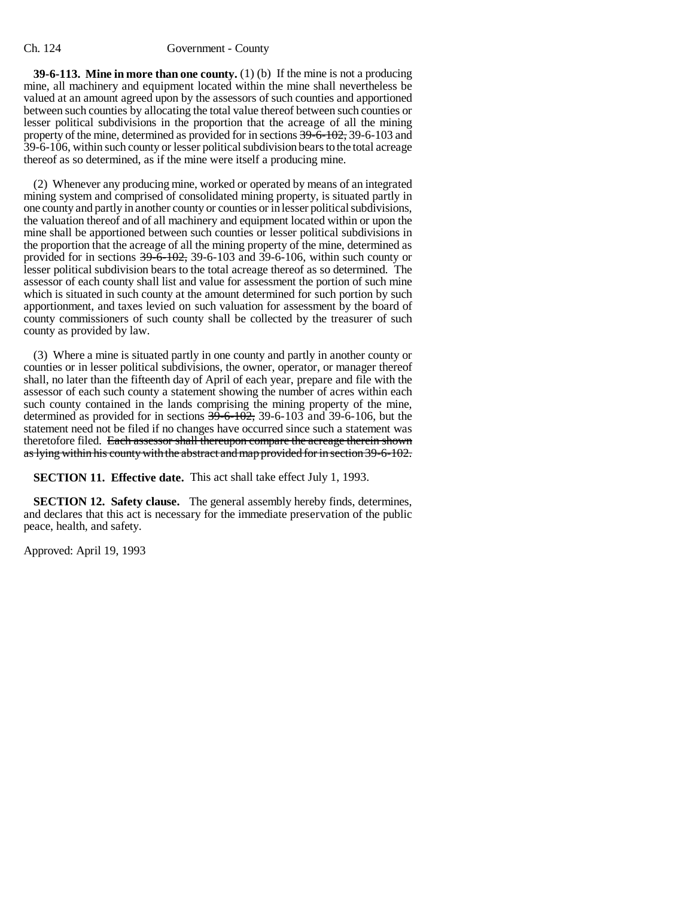**39-6-113. Mine in more than one county.** (1) (b) If the mine is not a producing mine, all machinery and equipment located within the mine shall nevertheless be valued at an amount agreed upon by the assessors of such counties and apportioned between such counties by allocating the total value thereof between such counties or lesser political subdivisions in the proportion that the acreage of all the mining property of the mine, determined as provided for in sections ~~39-6-102,~~ 39-6-103 and 39-6-106, within such county or lesser political subdivision bears to the total acreage thereof as so determined, as if the mine were itself a producing mine.

(2) Whenever any producing mine, worked or operated by means of an integrated mining system and comprised of consolidated mining property, is situated partly in one county and partly in another county or counties or in lesser political subdivisions, the valuation thereof and of all machinery and equipment located within or upon the mine shall be apportioned between such counties or lesser political subdivisions in the proportion that the acreage of all the mining property of the mine, determined as provided for in sections ~~39-6-102,~~ 39-6-103 and 39-6-106, within such county or lesser political subdivision bears to the total acreage thereof as so determined. The assessor of each county shall list and value for assessment the portion of such mine which is situated in such county at the amount determined for such portion by such apportionment, and taxes levied on such valuation for assessment by the board of county commissioners of such county shall be collected by the treasurer of such county as provided by law.

(3) Where a mine is situated partly in one county and partly in another county or counties or in lesser political subdivisions, the owner, operator, or manager thereof shall, no later than the fifteenth day of April of each year, prepare and file with the assessor of each such county a statement showing the number of acres within each such county contained in the lands comprising the mining property of the mine, determined as provided for in sections ~~39-6-102,~~ 39-6-103 and 39-6-106, but the statement need not be filed if no changes have occurred since such a statement was theretofore filed. ~~Each assessor shall thereupon compare the acreage therein shown as lying within his county with the abstract and map provided for in section 39-6-102.~~

**SECTION 11. Effective date.** This act shall take effect July 1, 1993.

**SECTION 12. Safety clause.** The general assembly hereby finds, determines, and declares that this act is necessary for the immediate preservation of the public peace, health, and safety.

Approved: April 19, 1993